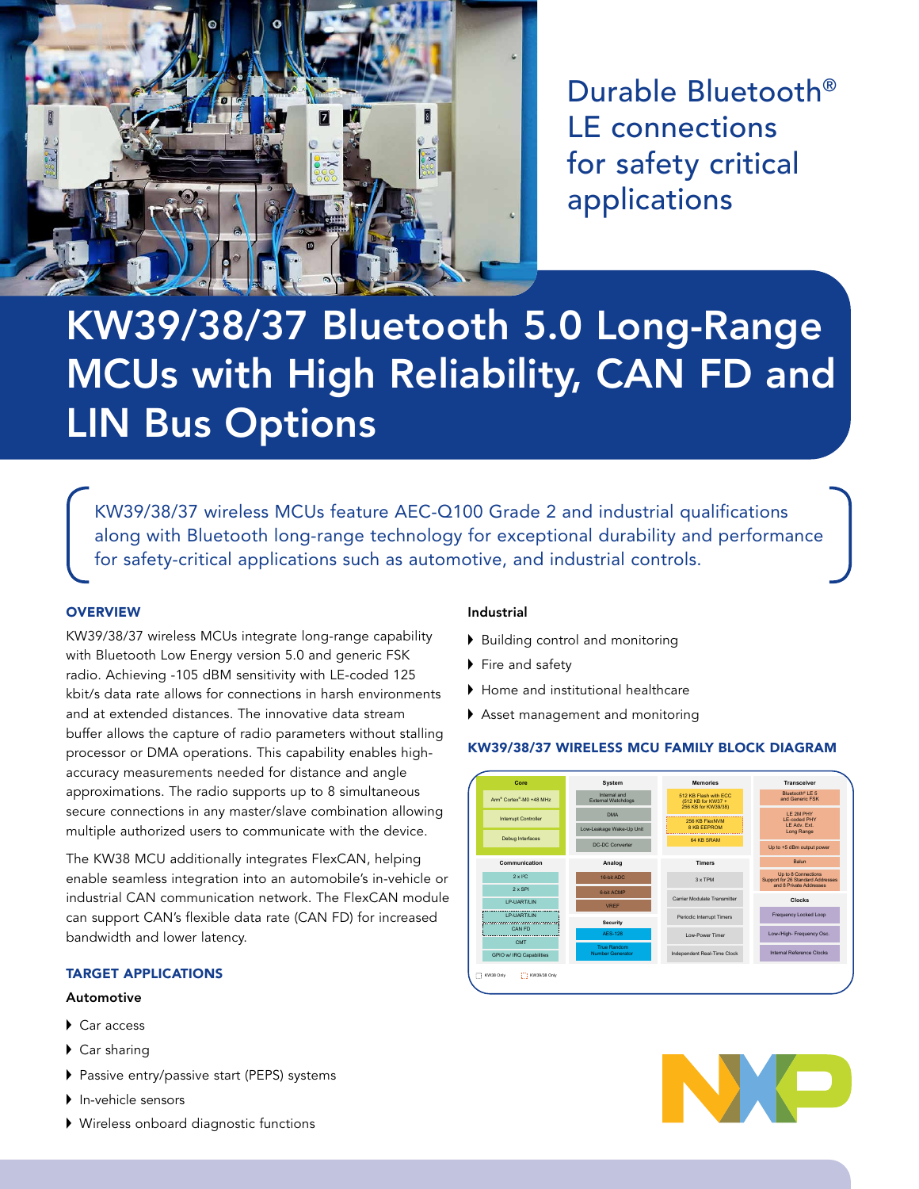Durable Bluetooth® LE connections for safety critical applications

# KW39/38/37 Bluetooth 5.0 Long-Range MCUs with High Reliability, CAN FD and LIN Bus Options

KW39/38/37 wireless MCUs feature AEC-Q100 Grade 2 and industrial qualifications along with Bluetooth long-range technology for exceptional durability and performance for safety-critical applications such as automotive, and industrial controls.

## OVERVIEW

KW39/38/37 wireless MCUs integrate long-range capability with Bluetooth Low Energy version 5.0 and generic FSK radio. Achieving -105 dBM sensitivity with LE-coded 125 kbit/s data rate allows for connections in harsh environments and at extended distances. The innovative data stream buffer allows the capture of radio parameters without stalling processor or DMA operations. This capability enables high-accuracy measurements needed for distance and angle approximations. The radio supports up to 8 simultaneous secure connections in any master/slave combination allowing multiple authorized users to communicate with the device.

The KW38 MCU additionally integrates FlexCAN, helping enable seamless integration into an automobile's in-vehicle or industrial CAN communication network. The FlexCAN module can support CAN's flexible data rate (CAN FD) for increased bandwidth and lower latency.

## TARGET APPLICATIONS

### Automotive

- Car access
- Car sharing
- Passive entry/passive start (PEPS) systems
- In-vehicle sensors
- Wireless onboard diagnostic functions

### Industrial

- Building control and monitoring
- Fire and safety
- Home and institutional healthcare
- Asset management and monitoring

## KW39/38/37 WIRELESS MCU FAMILY BLOCK DIAGRAM

| Core | System | Memories | Transceiver |
|---|---|---|---|
| Arm® Cortex®-M0 +48 MHz | Internal and External Watchdogs | 512 KB Flash with ECC (512 KB for KW37 + 256 KB for KW39/38) | Bluetooth® LE 5 and Generic FSK |
| Interrupt Controller | DMA | 256 KB FlexNVM 8 KB EEPROM | LE 2M PHY LE-coded PHY LE Adv. Ext. Long Range |
| Debug Interfaces | Low-Leakage Wake-Up Unit | 64 KB SRAM | Up to +5 dBm output power |
| | DC-DC Converter | | Balun |
| | | | Up to 8 Connections Support for 26 Standard Addresses and 8 Private Addresses |

| Communication | Analog | Timers | Clocks |
|---|---|---|---|
| 2 x I²C | 16-bit ADC | 3 x TPM | Frequency Locked Loop |
| 2 x SPI | 6-bit ACMP | Carrier Modulator Transmitter | Low-/High- Frequency Osc. |
| LP-UART/LIN | VREF | Periodic Interrupt Timers | Internal Reference Clocks |
| LP-UART/LIN | **Security** | Low-Power Timer | |
| CAN FD | AES-128 | Independent Real-Time Clock | |
| CMT | True Random Number Generator | | |
| GPIO w/ IRQ Capabilities | | | |

KW38 Only &nbsp;&nbsp; KW39/38 Only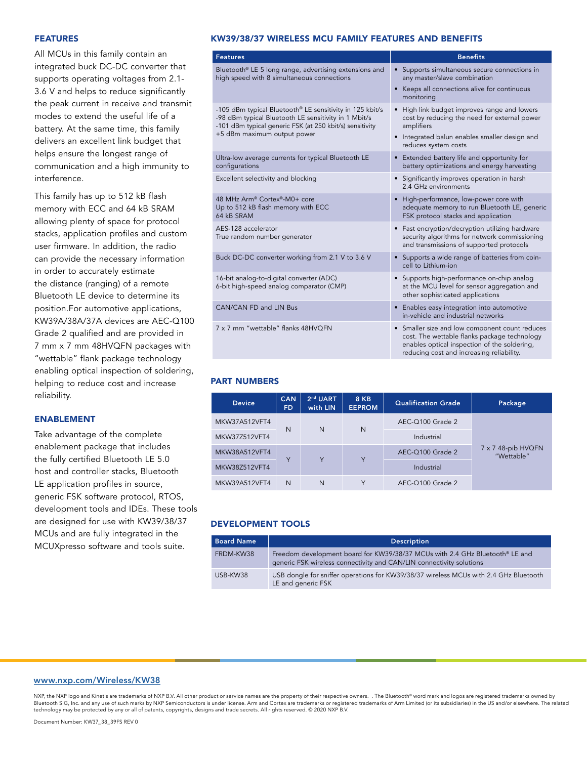## FEATURES

All MCUs in this family contain an integrated buck DC-DC converter that supports operating voltages from 2.1-3.6 V and helps to reduce significantly the peak current in receive and transmit modes to extend the useful life of a battery. At the same time, this family delivers an excellent link budget that helps ensure the longest range of communication and a high immunity to interference.

This family has up to 512 kB flash memory with ECC and 64 kB SRAM allowing plenty of space for protocol stacks, application profiles and custom user firmware. In addition, the radio can provide the necessary information in order to accurately estimate the distance (ranging) of a remote Bluetooth LE device to determine its position.For automotive applications, KW39A/38A/37A devices are AEC-Q100 Grade 2 qualified and are provided in 7 mm x 7 mm 48HVQFN packages with "wettable" flank package technology enabling optical inspection of soldering, helping to reduce cost and increase reliability.

## ENABLEMENT

Take advantage of the complete enablement package that includes the fully certified Bluetooth LE 5.0 host and controller stacks, Bluetooth LE application profiles in source, generic FSK software protocol, RTOS, development tools and IDEs. These tools are designed for use with KW39/38/37 MCUs and are fully integrated in the MCUXpresso software and tools suite.

## KW39/38/37 WIRELESS MCU FAMILY FEATURES AND BENEFITS

| Features | Benefits |
|---|---|
| Bluetooth® LE 5 long range, advertising extensions and high speed with 8 simultaneous connections | • Supports simultaneous secure connections in any master/slave combination<br>• Keeps all connections alive for continuous monitoring |
| -105 dBm typical Bluetooth® LE sensitivity in 125 kbit/s<br>-98 dBm typical Bluetooth LE sensitivity in 1 Mbit/s<br>-101 dBm typical generic FSK (at 250 kbit/s) sensitivity<br>+5 dBm maximum output power | • High link budget improves range and lowers cost by reducing the need for external power amplifiers<br>• Integrated balun enables smaller design and reduces system costs |
| Ultra-low average currents for typical Bluetooth LE configurations | • Extended battery life and opportunity for battery optimizations and energy harvesting |
| Excellent selectivity and blocking | • Significantly improves operation in harsh 2.4 GHz environments |
| 48 MHz Arm® Cortex®-M0+ core<br>Up to 512 kB flash memory with ECC<br>64 kB SRAM | • High-performance, low-power core with adequate memory to run Bluetooth LE, generic FSK protocol stacks and application |
| AES-128 accelerator<br>True random number generator | • Fast encryption/decryption utilizing hardware security algorithms for network commissioning and transmissions of supported protocols |
| Buck DC-DC converter working from 2.1 V to 3.6 V | • Supports a wide range of batteries from coin-cell to Lithium-ion |
| 16-bit analog-to-digital converter (ADC)<br>6-bit high-speed analog comparator (CMP) | • Supports high-performance on-chip analog at the MCU level for sensor aggregation and other sophisticated applications |
| CAN/CAN FD and LIN Bus | • Enables easy integration into automotive in-vehicle and industrial networks |
| 7 x 7 mm "wettable" flanks 48HVQFN | • Smaller size and low component count reduces cost. The wettable flanks package technology enables optical inspection of the soldering, reducing cost and increasing reliability. |

## PART NUMBERS

| Device | CAN FD | 2nd UART with LIN | 8 KB EEPROM | Qualification Grade | Package |
|---|---|---|---|---|---|
| MKW37A512VFT4 | N | N | N | AEC-Q100 Grade 2 | 7 x 7 48-pib HVQFN "Wettable" |
| MKW37Z512VFT4 | N | N | N | Industrial | 7 x 7 48-pib HVQFN "Wettable" |
| MKW38A512VFT4 | Y | Y | Y | AEC-Q100 Grade 2 | 7 x 7 48-pib HVQFN "Wettable" |
| MKW38Z512VFT4 | Y | Y | Y | Industrial | 7 x 7 48-pib HVQFN "Wettable" |
| MKW39A512VFT4 | N | N | Y | AEC-Q100 Grade 2 | 7 x 7 48-pib HVQFN "Wettable" |

## DEVELOPMENT TOOLS

| Board Name | Description |
|---|---|
| FRDM-KW38 | Freedom development board for KW39/38/37 MCUs with 2.4 GHz Bluetooth® LE and generic FSK wireless connectivity and CAN/LIN connectivity solutions |
| USB-KW38 | USB dongle for sniffer operations for KW39/38/37 wireless MCUs with 2.4 GHz Bluetooth LE and generic FSK |

www.nxp.com/Wireless/KW38

NXP, the NXP logo and Kinetis are trademarks of NXP B.V. All other product or service names are the property of their respective owners. . The Bluetooth® word mark and logos are registered trademarks owned by Bluetooth SIG, Inc. and any use of such marks by NXP Semiconductors is under license. Arm and Cortex are trademarks or registered trademarks of Arm Limited (or its subsidiaries) in the US and/or elsewhere. The related technology may be protected by any or all of patents, copyrights, designs and trade secrets. All rights reserved. © 2020 NXP B.V.

Document Number: KW37_38_39FS REV 0